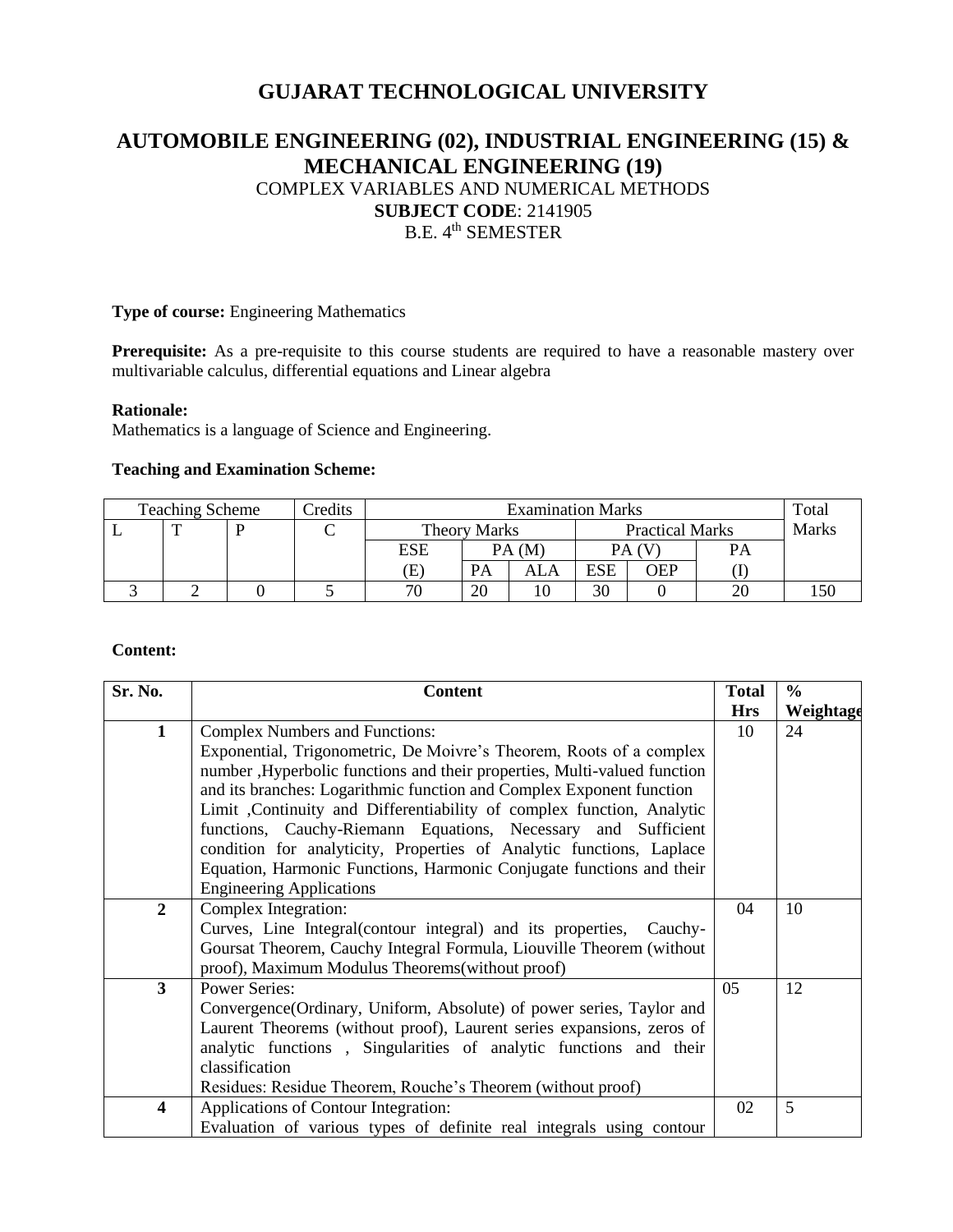# GUJARAT TECHNOLOGICAL UNIVERSITY

## AUTOMOBILE ENGINEERING (02), INDUSTRIAL ENGINEERING (15) & MECHANICAL ENGINEERING (19)

COMPLEX VARIABLES AND NUMERICAL METHODS

**SUBJECT CODE**: 2141905

B.E. $4^{th}$ SEMESTER

**Type of course:** Engineering Mathematics

**Prerequisite:** As a pre-requisite to this course students are required to have a reasonable mastery over multivariable calculus, differential equations and Linear algebra

**Rationale:**

Mathematics is a language of Science and Engineering.

**Teaching and Examination Scheme:**

| Teaching Scheme | | | Credits | Examination Marks | | | | | | Total Marks |
|---|---|---|---|---|---|---|---|---|---|---|
| L | T | P | C | Theory Marks | | | Practical Marks | | | |
| | | | | ESE | PA (M) | | PA (V) | | PA | |
| | | | | (E) | PA | ALA | ESE | OEP | (I) | |
| 3 | 2 | 0 | 5 | 70 | 20 | 10 | 30 | 0 | 20 | 150 |

**Content:**

| Sr. No. | Content | Total Hrs | % Weightage |
|---|---|---|---|
| **1** | Complex Numbers and Functions: Exponential, Trigonometric, De Moivre's Theorem, Roots of a complex number ,Hyperbolic functions and their properties, Multi-valued function and its branches: Logarithmic function and Complex Exponent function Limit ,Continuity and Differentiability of complex function, Analytic functions, Cauchy-Riemann Equations, Necessary and Sufficient condition for analyticity, Properties of Analytic functions, Laplace Equation, Harmonic Functions, Harmonic Conjugate functions and their Engineering Applications | 10 | 24 |
| **2** | Complex Integration: Curves, Line Integral(contour integral) and its properties, Cauchy-Goursat Theorem, Cauchy Integral Formula, Liouville Theorem (without proof), Maximum Modulus Theorems(without proof) | 04 | 10 |
| **3** | Power Series: Convergence(Ordinary, Uniform, Absolute) of power series, Taylor and Laurent Theorems (without proof), Laurent series expansions, zeros of analytic functions , Singularities of analytic functions and their classification Residues: Residue Theorem, Rouche's Theorem (without proof) | 05 | 12 |
| **4** | Applications of Contour Integration: Evaluation of various types of definite real integrals using contour | 02 | 5 |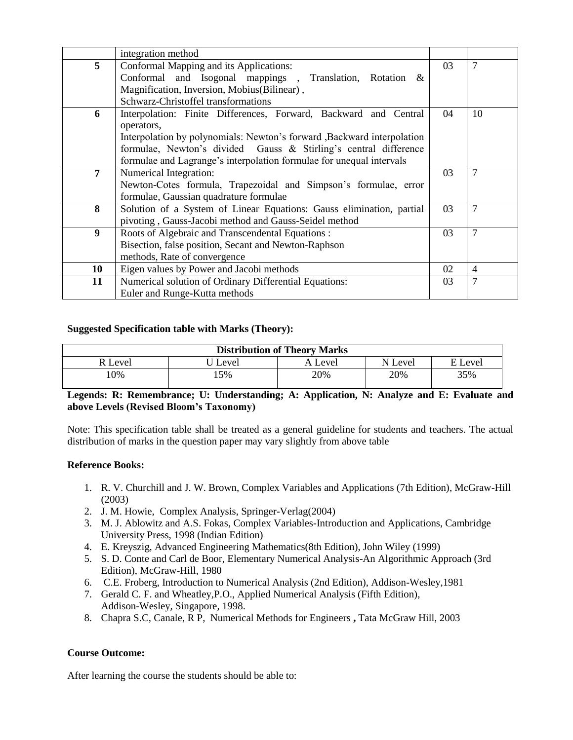| | | | |
|---|---|---|---|
| | integration method | | |
| **5** | Conformal Mapping and its Applications: Conformal and Isogonal mappings , Translation, Rotation & Magnification, Inversion, Mobius(Bilinear) , Schwarz-Christoffel transformations | 03 | 7 |
| **6** | Interpolation: Finite Differences, Forward, Backward and Central operators, Interpolation by polynomials: Newton's forward ,Backward interpolation formulae, Newton's divided Gauss & Stirling's central difference formulae and Lagrange's interpolation formulae for unequal intervals | 04 | 10 |
| **7** | Numerical Integration: Newton-Cotes formula, Trapezoidal and Simpson's formulae, error formulae, Gaussian quadrature formulae | 03 | 7 |
| **8** | Solution of a System of Linear Equations: Gauss elimination, partial pivoting , Gauss-Jacobi method and Gauss-Seidel method | 03 | 7 |
| **9** | Roots of Algebraic and Transcendental Equations : Bisection, false position, Secant and Newton-Raphson methods, Rate of convergence | 03 | 7 |
| **10** | Eigen values by Power and Jacobi methods | 02 | 4 |
| **11** | Numerical solution of Ordinary Differential Equations: Euler and Runge-Kutta methods | 03 | 7 |

**Suggested Specification table with Marks (Theory):**

| **Distribution of Theory Marks** | | | | |
|---|---|---|---|---|
| R Level | U Level | A Level | N Level | E Level |
| 10% | 15% | 20% | 20% | 35% |

**Legends: R: Remembrance; U: Understanding; A: Application, N: Analyze and E: Evaluate and above Levels (Revised Bloom's Taxonomy)**

Note: This specification table shall be treated as a general guideline for students and teachers. The actual distribution of marks in the question paper may vary slightly from above table

**Reference Books:**

1. R. V. Churchill and J. W. Brown, Complex Variables and Applications (7th Edition), McGraw-Hill (2003)
2. J. M. Howie, Complex Analysis, Springer-Verlag(2004)
3. M. J. Ablowitz and A.S. Fokas, Complex Variables-Introduction and Applications, Cambridge University Press, 1998 (Indian Edition)
4. E. Kreyszig, Advanced Engineering Mathematics(8th Edition), John Wiley (1999)
5. S. D. Conte and Carl de Boor, Elementary Numerical Analysis-An Algorithmic Approach (3rd Edition), McGraw-Hill, 1980
6. C.E. Froberg, Introduction to Numerical Analysis (2nd Edition), Addison-Wesley,1981
7. Gerald C. F. and Wheatley,P.O., Applied Numerical Analysis (Fifth Edition), Addison-Wesley, Singapore, 1998.
8. Chapra S.C, Canale, R P, Numerical Methods for Engineers **,** Tata McGraw Hill, 2003

**Course Outcome:**

After learning the course the students should be able to: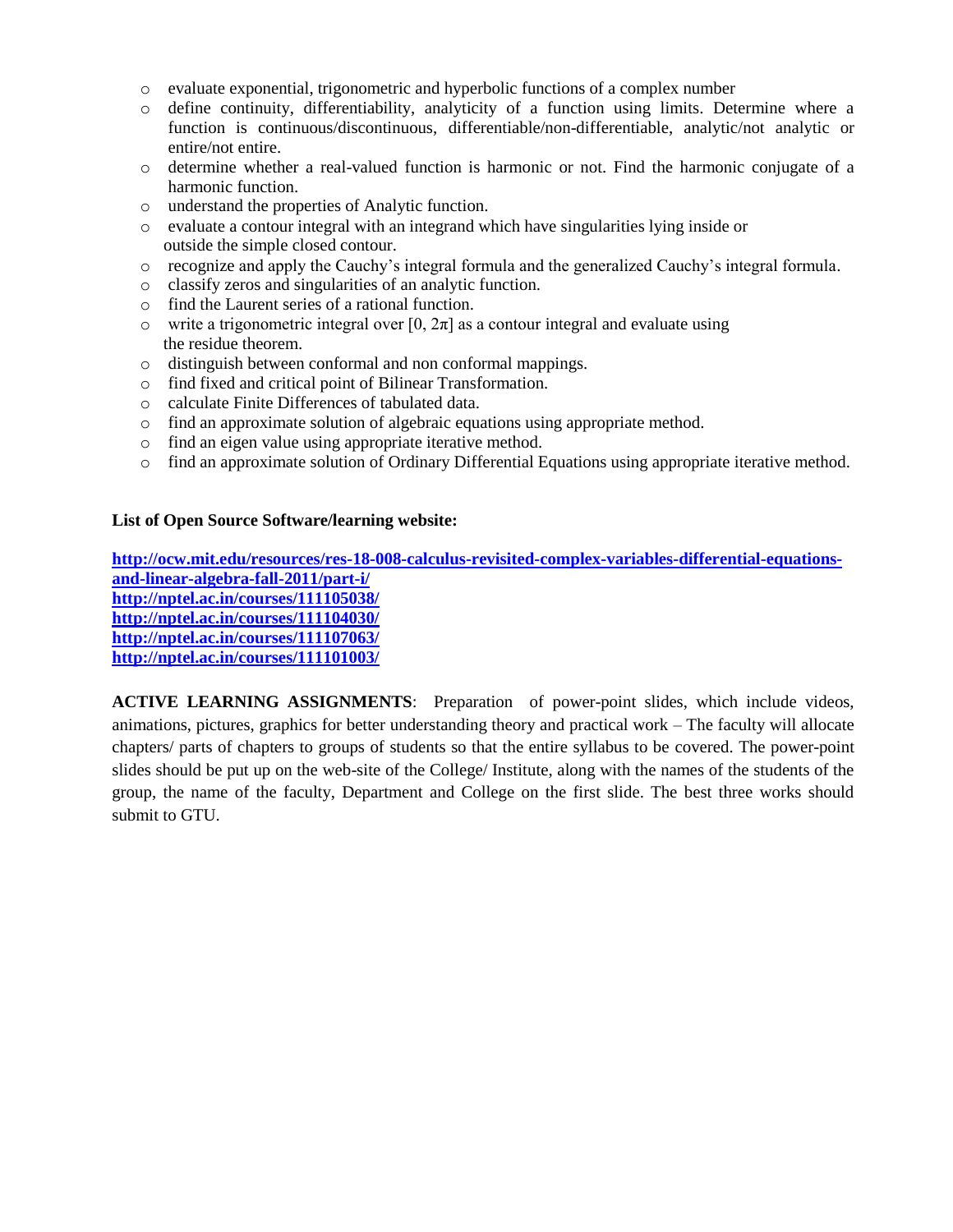- evaluate exponential, trigonometric and hyperbolic functions of a complex number
- define continuity, differentiability, analyticity of a function using limits. Determine where a function is continuous/discontinuous, differentiable/non-differentiable, analytic/not analytic or entire/not entire.
- determine whether a real-valued function is harmonic or not. Find the harmonic conjugate of a harmonic function.
- understand the properties of Analytic function.
- evaluate a contour integral with an integrand which have singularities lying inside or outside the simple closed contour.
- recognize and apply the Cauchy's integral formula and the generalized Cauchy's integral formula.
- classify zeros and singularities of an analytic function.
- find the Laurent series of a rational function.
- write a trigonometric integral over $[0, 2\pi]$ as a contour integral and evaluate using the residue theorem.
- distinguish between conformal and non conformal mappings.
- find fixed and critical point of Bilinear Transformation.
- calculate Finite Differences of tabulated data.
- find an approximate solution of algebraic equations using appropriate method.
- find an eigen value using appropriate iterative method.
- find an approximate solution of Ordinary Differential Equations using appropriate iterative method.

**List of Open Source Software/learning website:**

http://ocw.mit.edu/resources/res-18-008-calculus-revisited-complex-variables-differential-equations-and-linear-algebra-fall-2011/part-i/
http://nptel.ac.in/courses/111105038/
http://nptel.ac.in/courses/111104030/
http://nptel.ac.in/courses/111107063/
http://nptel.ac.in/courses/111101003/

**ACTIVE LEARNING ASSIGNMENTS**: Preparation of power-point slides, which include videos, animations, pictures, graphics for better understanding theory and practical work – The faculty will allocate chapters/ parts of chapters to groups of students so that the entire syllabus to be covered. The power-point slides should be put up on the web-site of the College/ Institute, along with the names of the students of the group, the name of the faculty, Department and College on the first slide. The best three works should submit to GTU.